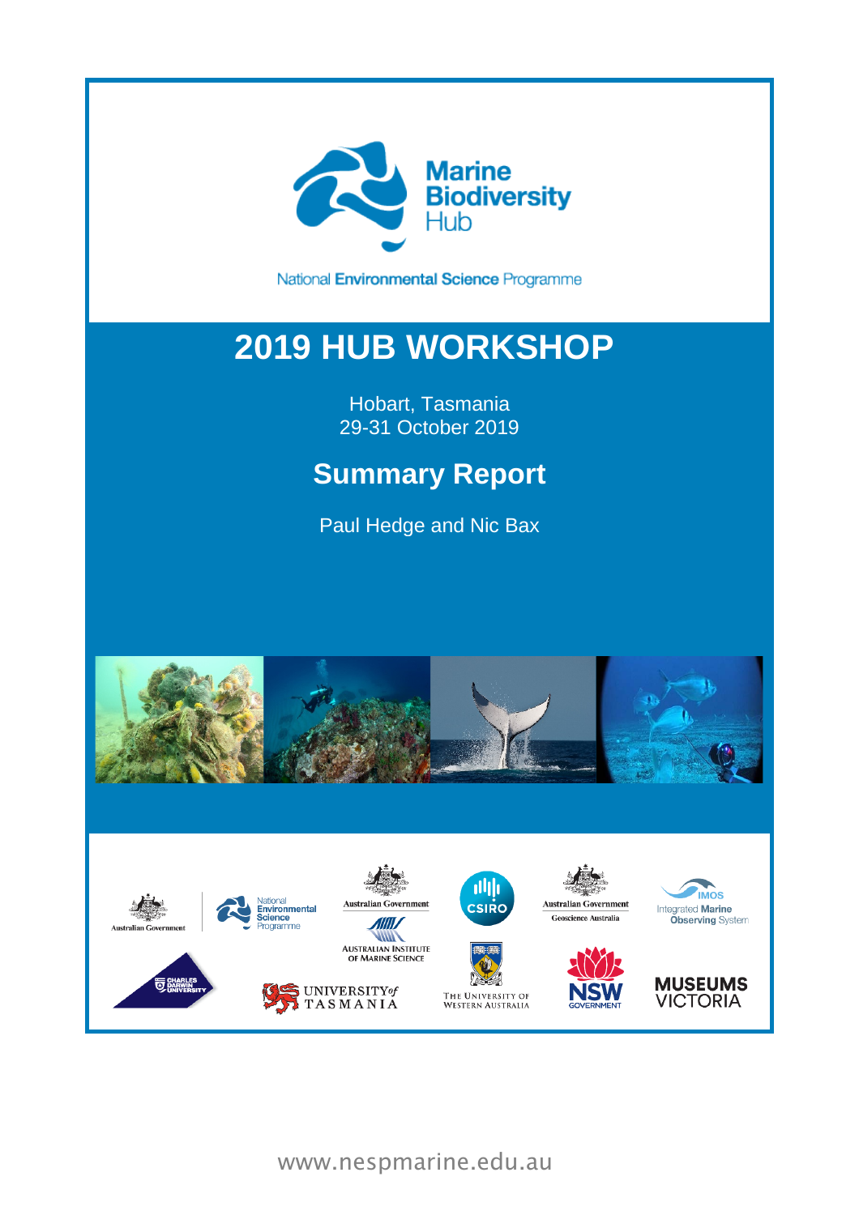Marine Biodiversity Hub

National Environmental Science Programme

# 2019 HUB WORKSHOP

Hobart, Tasmania
29-31 October 2019

## Summary Report

Paul Hedge and Nic Bax

www.nespmarine.edu.au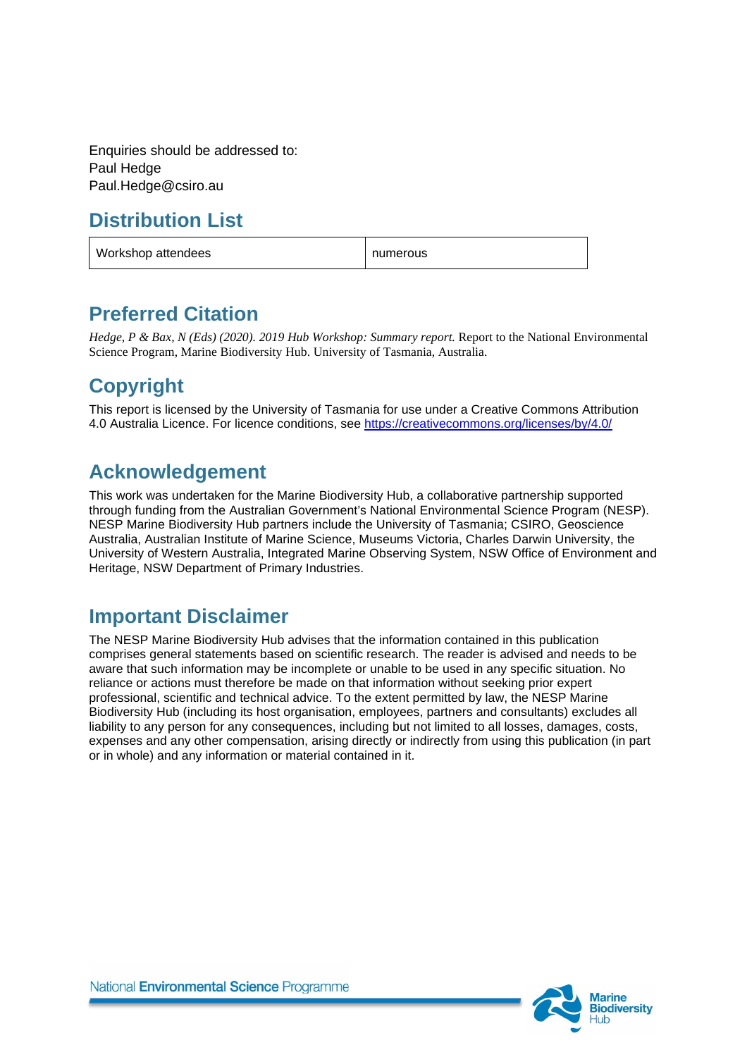Enquiries should be addressed to:
Paul Hedge
Paul.Hedge@csiro.au

## Distribution List

| Workshop attendees | numerous |
|---|---|

## Preferred Citation

*Hedge, P & Bax, N (Eds) (2020). 2019 Hub Workshop: Summary report.* Report to the National Environmental Science Program, Marine Biodiversity Hub. University of Tasmania, Australia.

## Copyright

This report is licensed by the University of Tasmania for use under a Creative Commons Attribution 4.0 Australia Licence. For licence conditions, see https://creativecommons.org/licenses/by/4.0/

## Acknowledgement

This work was undertaken for the Marine Biodiversity Hub, a collaborative partnership supported through funding from the Australian Government's National Environmental Science Program (NESP). NESP Marine Biodiversity Hub partners include the University of Tasmania; CSIRO, Geoscience Australia, Australian Institute of Marine Science, Museums Victoria, Charles Darwin University, the University of Western Australia, Integrated Marine Observing System, NSW Office of Environment and Heritage, NSW Department of Primary Industries.

## Important Disclaimer

The NESP Marine Biodiversity Hub advises that the information contained in this publication comprises general statements based on scientific research. The reader is advised and needs to be aware that such information may be incomplete or unable to be used in any specific situation. No reliance or actions must therefore be made on that information without seeking prior expert professional, scientific and technical advice. To the extent permitted by law, the NESP Marine Biodiversity Hub (including its host organisation, employees, partners and consultants) excludes all liability to any person for any consequences, including but not limited to all losses, damages, costs, expenses and any other compensation, arising directly or indirectly from using this publication (in part or in whole) and any information or material contained in it.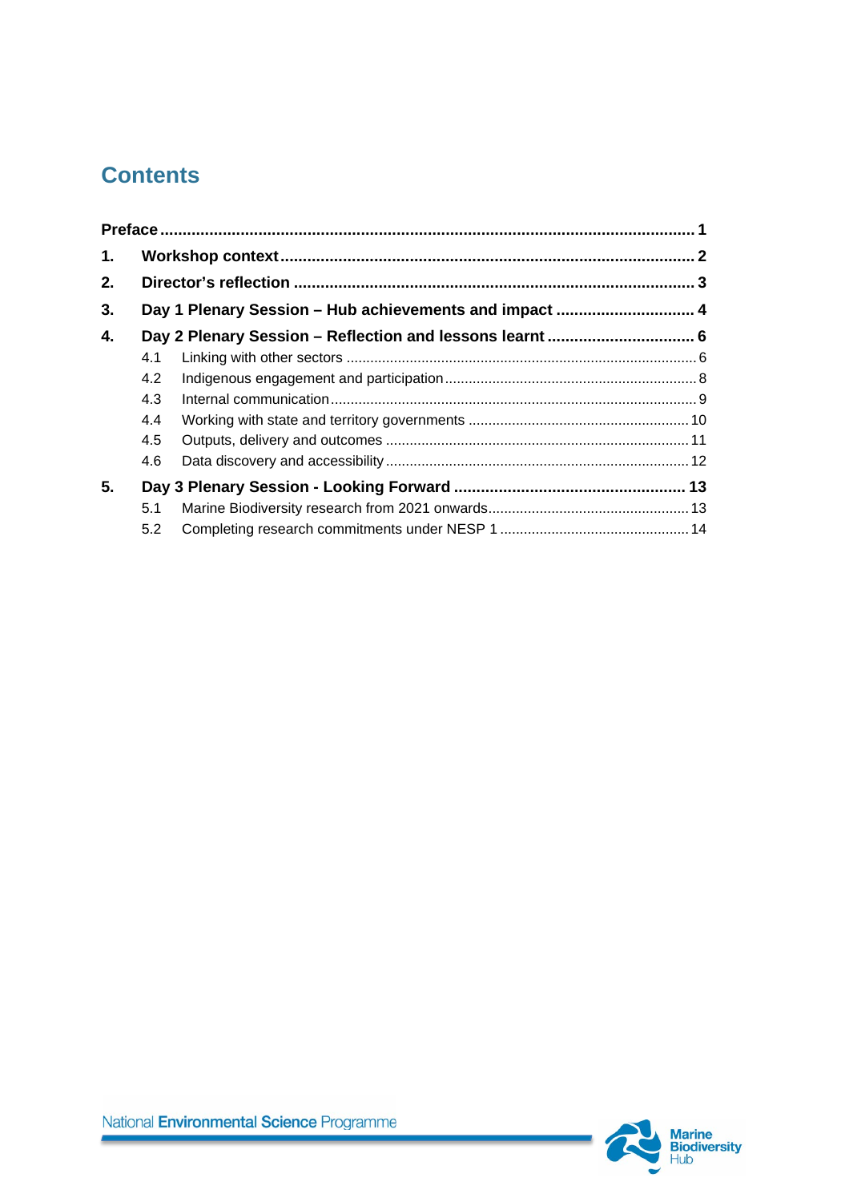# Contents

**Preface** ........................................................................................................................ **1**

**1. Workshop context** ............................................................................................ **2**

**2. Director's reflection** ......................................................................................... **3**

**3. Day 1 Plenary Session – Hub achievements and impact** ............................... **4**

**4. Day 2 Plenary Session – Reflection and lessons learnt** ................................. **6**

- 4.1 Linking with other sectors ........................................................................ 6
- 4.2 Indigenous engagement and participation ............................................... 8
- 4.3 Internal communication ............................................................................ 9
- 4.4 Working with state and territory governments ........................................ 10
- 4.5 Outputs, delivery and outcomes ............................................................ 11
- 4.6 Data discovery and accessibility ............................................................ 12

**5. Day 3 Plenary Session - Looking Forward** .................................................... **13**

- 5.1 Marine Biodiversity research from 2021 onwards ................................... 13
- 5.2 Completing research commitments under NESP 1 ................................ 14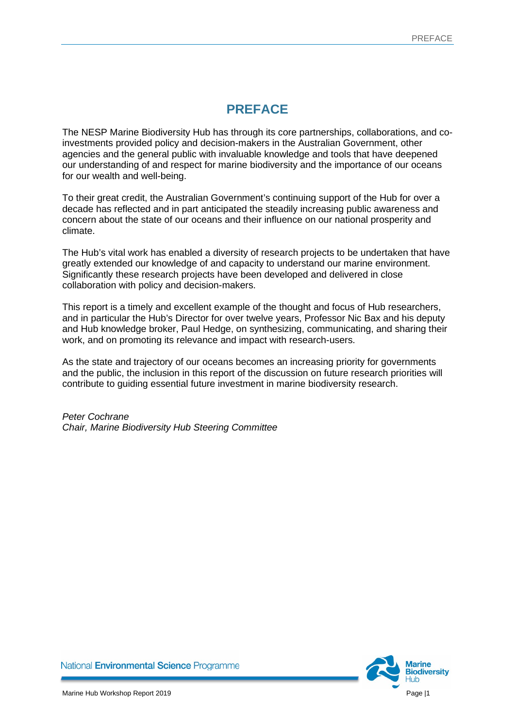# PREFACE

The NESP Marine Biodiversity Hub has through its core partnerships, collaborations, and co-investments provided policy and decision-makers in the Australian Government, other agencies and the general public with invaluable knowledge and tools that have deepened our understanding of and respect for marine biodiversity and the importance of our oceans for our wealth and well-being.

To their great credit, the Australian Government's continuing support of the Hub for over a decade has reflected and in part anticipated the steadily increasing public awareness and concern about the state of our oceans and their influence on our national prosperity and climate.

The Hub's vital work has enabled a diversity of research projects to be undertaken that have greatly extended our knowledge of and capacity to understand our marine environment. Significantly these research projects have been developed and delivered in close collaboration with policy and decision-makers.

This report is a timely and excellent example of the thought and focus of Hub researchers, and in particular the Hub's Director for over twelve years, Professor Nic Bax and his deputy and Hub knowledge broker, Paul Hedge, on synthesizing, communicating, and sharing their work, and on promoting its relevance and impact with research-users.

As the state and trajectory of our oceans becomes an increasing priority for governments and the public, the inclusion in this report of the discussion on future research priorities will contribute to guiding essential future investment in marine biodiversity research.

*Peter Cochrane*
*Chair, Marine Biodiversity Hub Steering Committee*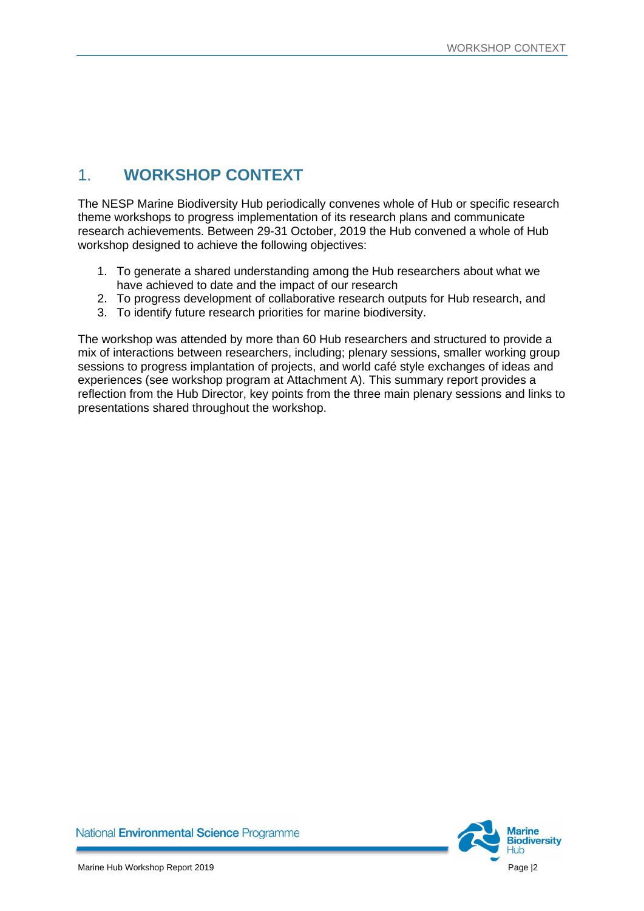# 1. WORKSHOP CONTEXT

The NESP Marine Biodiversity Hub periodically convenes whole of Hub or specific research theme workshops to progress implementation of its research plans and communicate research achievements. Between 29-31 October, 2019 the Hub convened a whole of Hub workshop designed to achieve the following objectives:

1. To generate a shared understanding among the Hub researchers about what we have achieved to date and the impact of our research
2. To progress development of collaborative research outputs for Hub research, and
3. To identify future research priorities for marine biodiversity.

The workshop was attended by more than 60 Hub researchers and structured to provide a mix of interactions between researchers, including; plenary sessions, smaller working group sessions to progress implantation of projects, and world café style exchanges of ideas and experiences (see workshop program at Attachment A). This summary report provides a reflection from the Hub Director, key points from the three main plenary sessions and links to presentations shared throughout the workshop.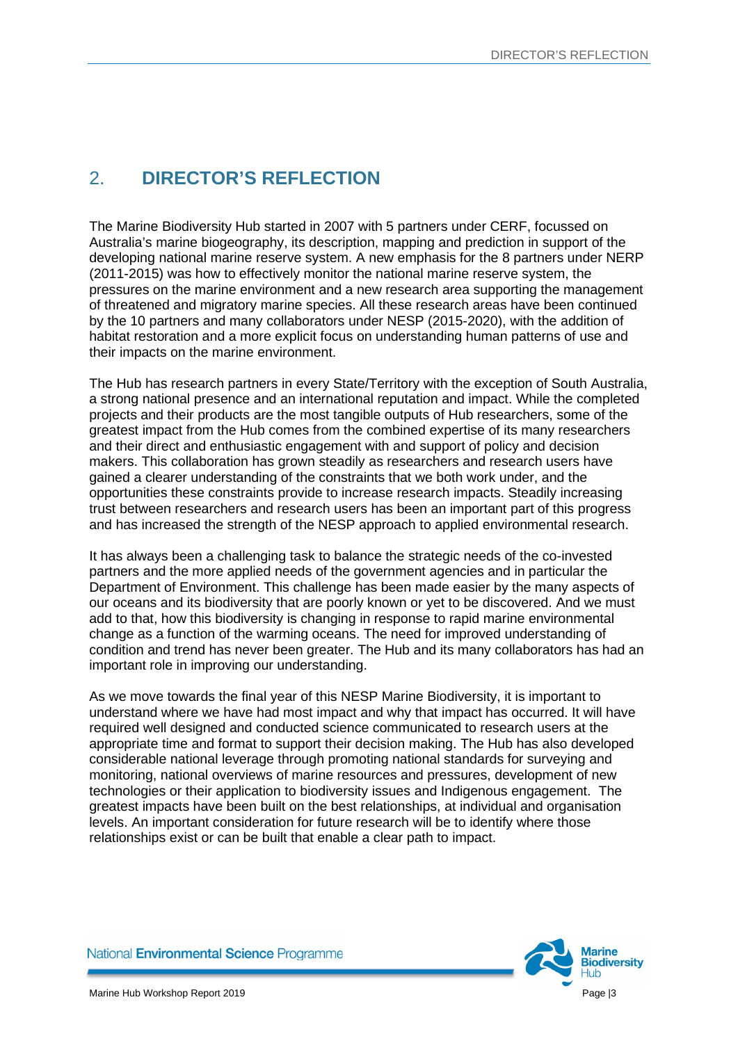## 2. DIRECTOR'S REFLECTION

The Marine Biodiversity Hub started in 2007 with 5 partners under CERF, focussed on Australia's marine biogeography, its description, mapping and prediction in support of the developing national marine reserve system. A new emphasis for the 8 partners under NERP (2011-2015) was how to effectively monitor the national marine reserve system, the pressures on the marine environment and a new research area supporting the management of threatened and migratory marine species. All these research areas have been continued by the 10 partners and many collaborators under NESP (2015-2020), with the addition of habitat restoration and a more explicit focus on understanding human patterns of use and their impacts on the marine environment.

The Hub has research partners in every State/Territory with the exception of South Australia, a strong national presence and an international reputation and impact. While the completed projects and their products are the most tangible outputs of Hub researchers, some of the greatest impact from the Hub comes from the combined expertise of its many researchers and their direct and enthusiastic engagement with and support of policy and decision makers. This collaboration has grown steadily as researchers and research users have gained a clearer understanding of the constraints that we both work under, and the opportunities these constraints provide to increase research impacts. Steadily increasing trust between researchers and research users has been an important part of this progress and has increased the strength of the NESP approach to applied environmental research.

It has always been a challenging task to balance the strategic needs of the co-invested partners and the more applied needs of the government agencies and in particular the Department of Environment. This challenge has been made easier by the many aspects of our oceans and its biodiversity that are poorly known or yet to be discovered. And we must add to that, how this biodiversity is changing in response to rapid marine environmental change as a function of the warming oceans. The need for improved understanding of condition and trend has never been greater. The Hub and its many collaborators has had an important role in improving our understanding.

As we move towards the final year of this NESP Marine Biodiversity, it is important to understand where we have had most impact and why that impact has occurred. It will have required well designed and conducted science communicated to research users at the appropriate time and format to support their decision making. The Hub has also developed considerable national leverage through promoting national standards for surveying and monitoring, national overviews of marine resources and pressures, development of new technologies or their application to biodiversity issues and Indigenous engagement. The greatest impacts have been built on the best relationships, at individual and organisation levels. An important consideration for future research will be to identify where those relationships exist or can be built that enable a clear path to impact.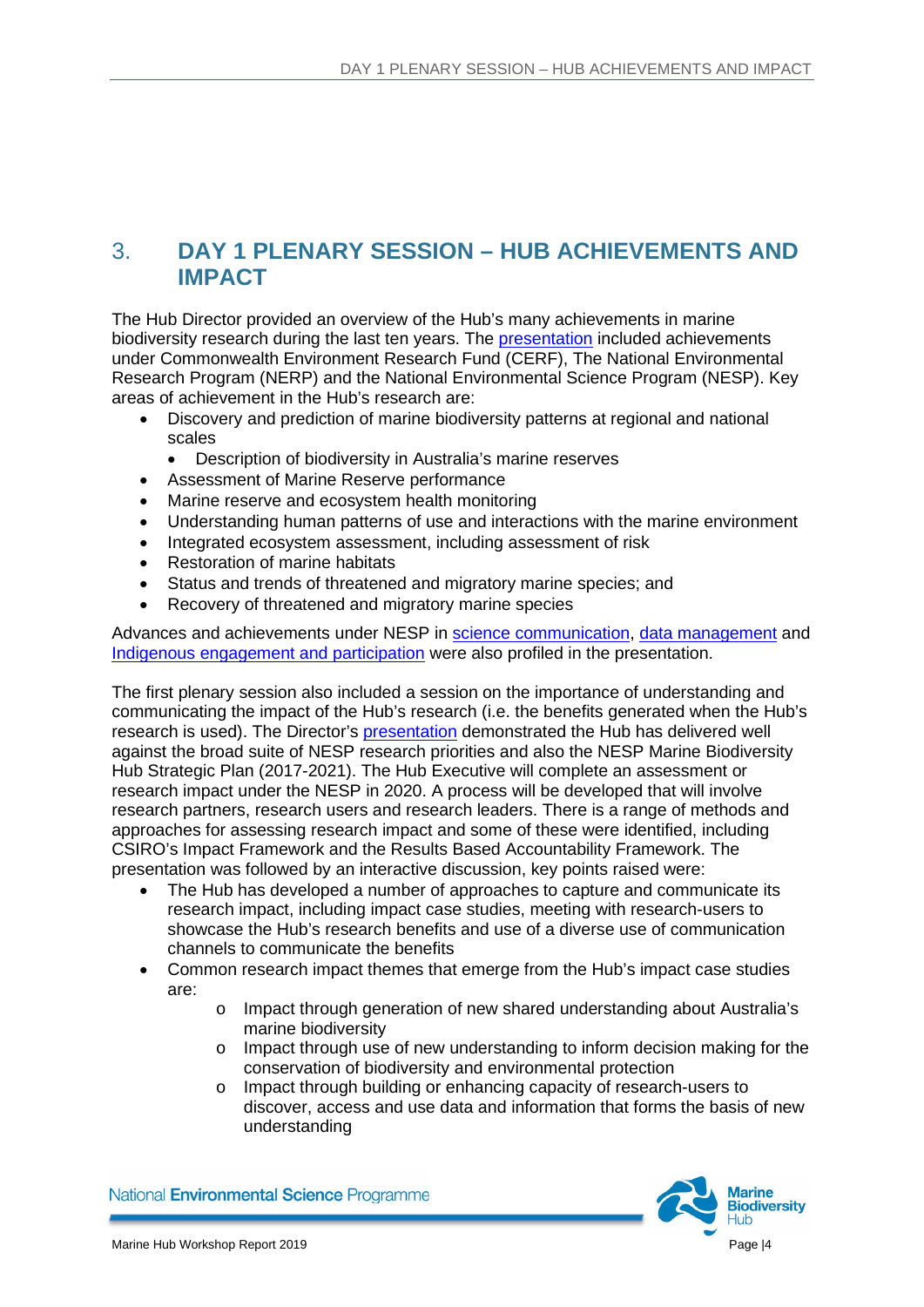## 3. DAY 1 PLENARY SESSION – HUB ACHIEVEMENTS AND IMPACT

The Hub Director provided an overview of the Hub's many achievements in marine biodiversity research during the last ten years. The presentation included achievements under Commonwealth Environment Research Fund (CERF), The National Environmental Research Program (NERP) and the National Environmental Science Program (NESP). Key areas of achievement in the Hub's research are:

- Discovery and prediction of marine biodiversity patterns at regional and national scales
    - Description of biodiversity in Australia's marine reserves
- Assessment of Marine Reserve performance
- Marine reserve and ecosystem health monitoring
- Understanding human patterns of use and interactions with the marine environment
- Integrated ecosystem assessment, including assessment of risk
- Restoration of marine habitats
- Status and trends of threatened and migratory marine species; and
- Recovery of threatened and migratory marine species

Advances and achievements under NESP in science communication, data management and Indigenous engagement and participation were also profiled in the presentation.

The first plenary session also included a session on the importance of understanding and communicating the impact of the Hub's research (i.e. the benefits generated when the Hub's research is used). The Director's presentation demonstrated the Hub has delivered well against the broad suite of NESP research priorities and also the NESP Marine Biodiversity Hub Strategic Plan (2017-2021). The Hub Executive will complete an assessment or research impact under the NESP in 2020. A process will be developed that will involve research partners, research users and research leaders. There is a range of methods and approaches for assessing research impact and some of these were identified, including CSIRO's Impact Framework and the Results Based Accountability Framework. The presentation was followed by an interactive discussion, key points raised were:

- The Hub has developed a number of approaches to capture and communicate its research impact, including impact case studies, meeting with research-users to showcase the Hub's research benefits and use of a diverse use of communication channels to communicate the benefits
- Common research impact themes that emerge from the Hub's impact case studies are:
    - Impact through generation of new shared understanding about Australia's marine biodiversity
    - Impact through use of new understanding to inform decision making for the conservation of biodiversity and environmental protection
    - Impact through building or enhancing capacity of research-users to discover, access and use data and information that forms the basis of new understanding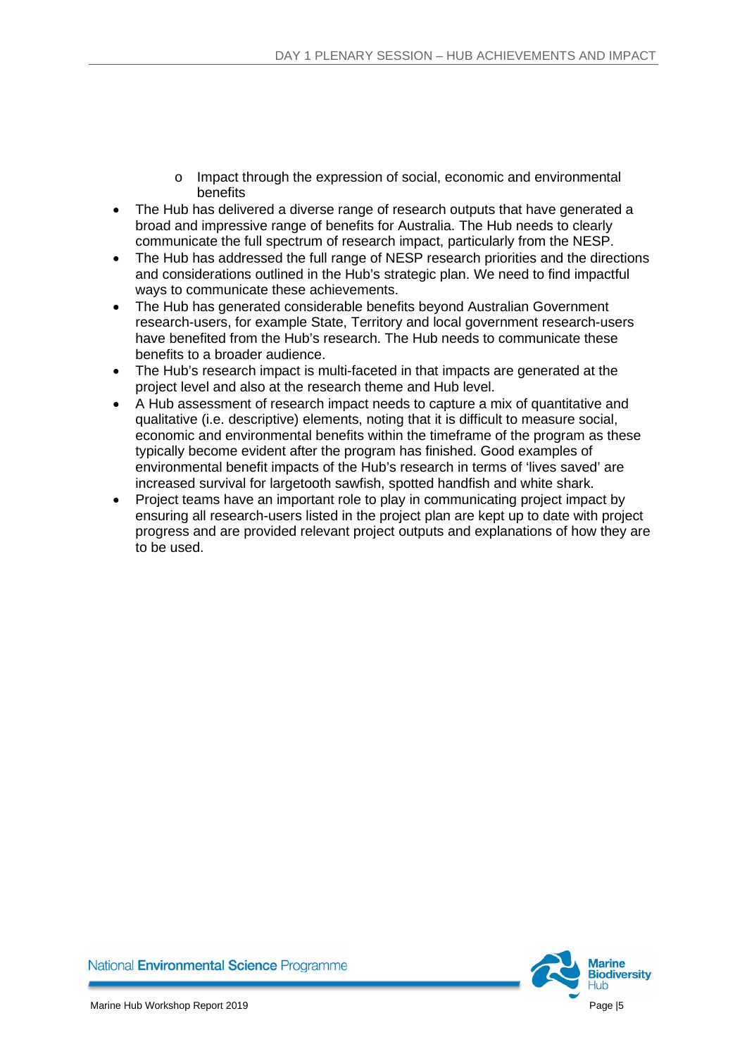- Impact through the expression of social, economic and environmental benefits
- The Hub has delivered a diverse range of research outputs that have generated a broad and impressive range of benefits for Australia. The Hub needs to clearly communicate the full spectrum of research impact, particularly from the NESP.
- The Hub has addressed the full range of NESP research priorities and the directions and considerations outlined in the Hub's strategic plan. We need to find impactful ways to communicate these achievements.
- The Hub has generated considerable benefits beyond Australian Government research-users, for example State, Territory and local government research-users have benefited from the Hub's research. The Hub needs to communicate these benefits to a broader audience.
- The Hub's research impact is multi-faceted in that impacts are generated at the project level and also at the research theme and Hub level.
- A Hub assessment of research impact needs to capture a mix of quantitative and qualitative (i.e. descriptive) elements, noting that it is difficult to measure social, economic and environmental benefits within the timeframe of the program as these typically become evident after the program has finished. Good examples of environmental benefit impacts of the Hub's research in terms of 'lives saved' are increased survival for largetooth sawfish, spotted handfish and white shark.
- Project teams have an important role to play in communicating project impact by ensuring all research-users listed in the project plan are kept up to date with project progress and are provided relevant project outputs and explanations of how they are to be used.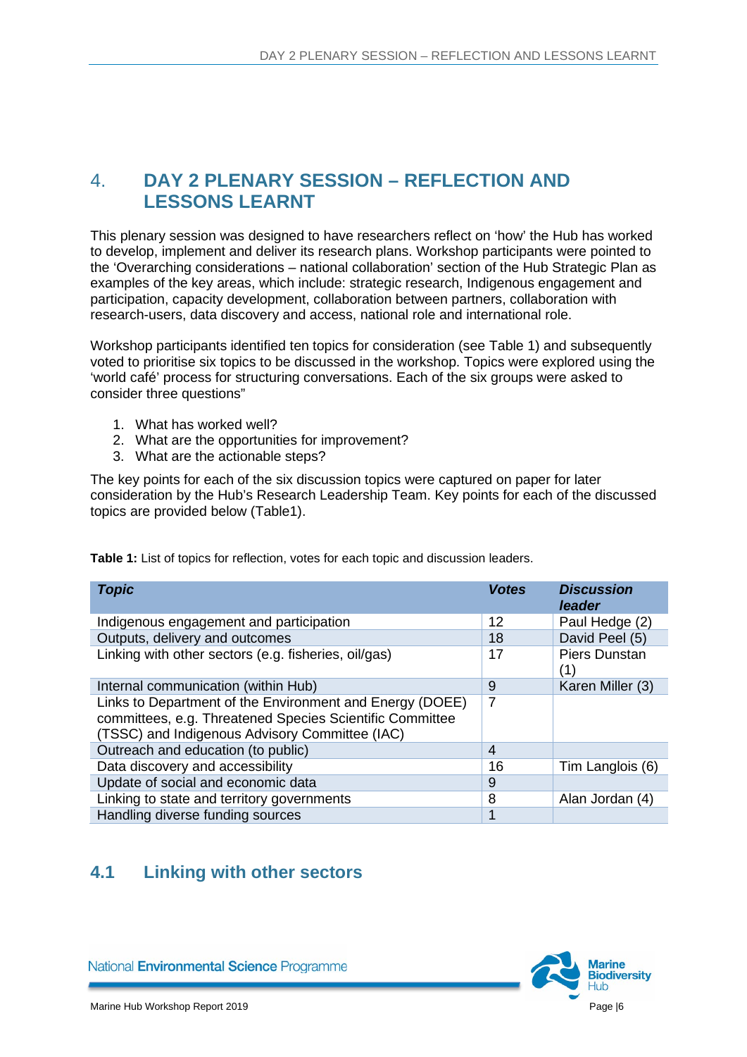# 4. DAY 2 PLENARY SESSION – REFLECTION AND LESSONS LEARNT

This plenary session was designed to have researchers reflect on 'how' the Hub has worked to develop, implement and deliver its research plans. Workshop participants were pointed to the 'Overarching considerations – national collaboration' section of the Hub Strategic Plan as examples of the key areas, which include: strategic research, Indigenous engagement and participation, capacity development, collaboration between partners, collaboration with research-users, data discovery and access, national role and international role.

Workshop participants identified ten topics for consideration (see Table 1) and subsequently voted to prioritise six topics to be discussed in the workshop. Topics were explored using the 'world café' process for structuring conversations. Each of the six groups were asked to consider three questions"

1. What has worked well?
2. What are the opportunities for improvement?
3. What are the actionable steps?

The key points for each of the six discussion topics were captured on paper for later consideration by the Hub's Research Leadership Team. Key points for each of the discussed topics are provided below (Table1).

**Table 1:** List of topics for reflection, votes for each topic and discussion leaders.

| *Topic* | *Votes* | *Discussion leader* |
|---|---|---|
| Indigenous engagement and participation | 12 | Paul Hedge (2) |
| Outputs, delivery and outcomes | 18 | David Peel (5) |
| Linking with other sectors (e.g. fisheries, oil/gas) | 17 | Piers Dunstan (1) |
| Internal communication (within Hub) | 9 | Karen Miller (3) |
| Links to Department of the Environment and Energy (DOEE) committees, e.g. Threatened Species Scientific Committee (TSSC) and Indigenous Advisory Committee (IAC) | 7 | |
| Outreach and education (to public) | 4 | |
| Data discovery and accessibility | 16 | Tim Langlois (6) |
| Update of social and economic data | 9 | |
| Linking to state and territory governments | 8 | Alan Jordan (4) |
| Handling diverse funding sources | 1 | |

## 4.1 Linking with other sectors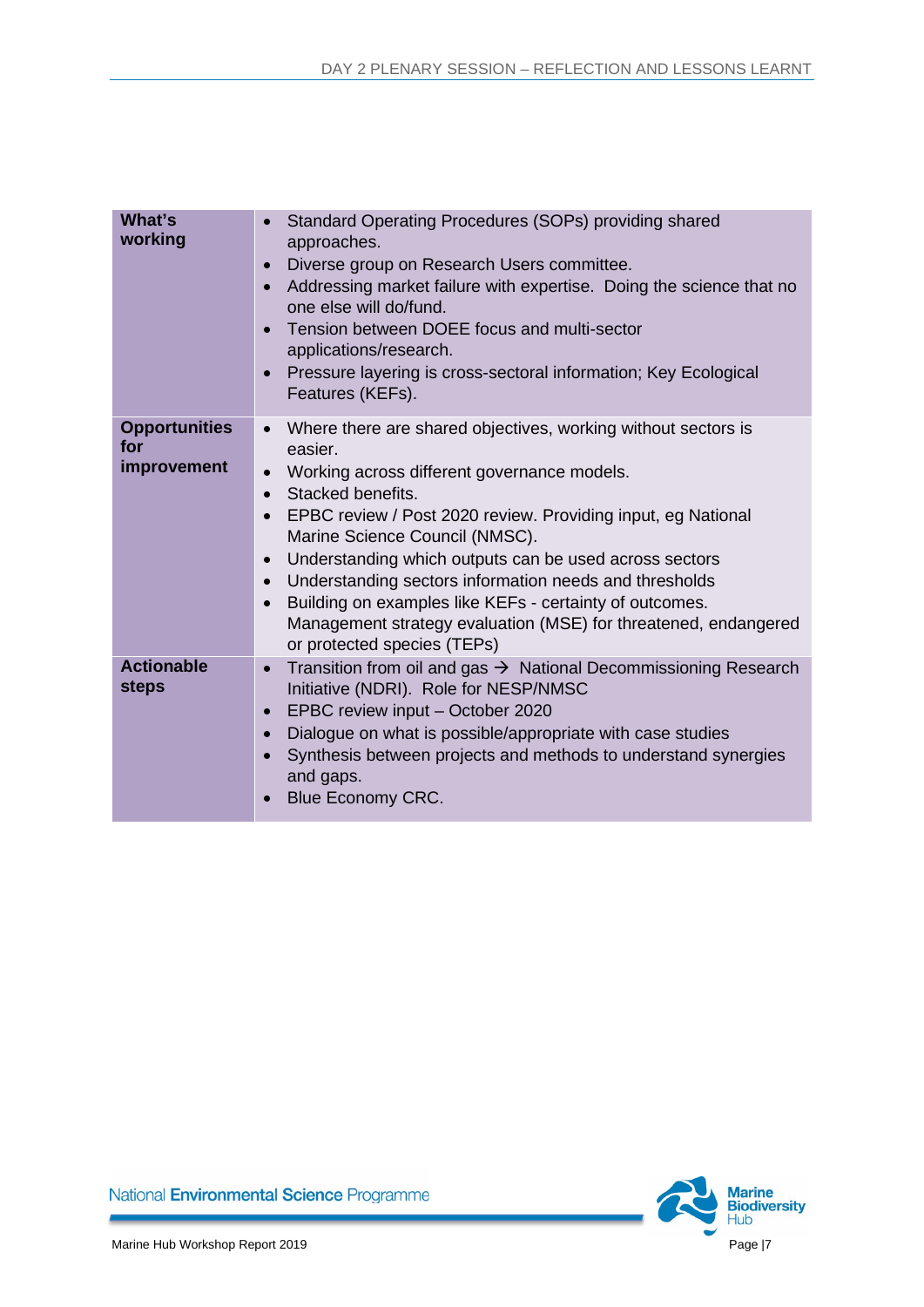| | |
|---|---|
| **What's working** | • Standard Operating Procedures (SOPs) providing shared approaches.<br>• Diverse group on Research Users committee.<br>• Addressing market failure with expertise. Doing the science that no one else will do/fund.<br>• Tension between DOEE focus and multi-sector applications/research.<br>• Pressure layering is cross-sectoral information; Key Ecological Features (KEFs). |
| **Opportunities for improvement** | • Where there are shared objectives, working without sectors is easier.<br>• Working across different governance models.<br>• Stacked benefits.<br>• EPBC review / Post 2020 review. Providing input, eg National Marine Science Council (NMSC).<br>• Understanding which outputs can be used across sectors<br>• Understanding sectors information needs and thresholds<br>• Building on examples like KEFs - certainty of outcomes. Management strategy evaluation (MSE) for threatened, endangered or protected species (TEPs) |
| **Actionable steps** | • Transition from oil and gas → National Decommissioning Research Initiative (NDRI). Role for NESP/NMSC<br>• EPBC review input – October 2020<br>• Dialogue on what is possible/appropriate with case studies<br>• Synthesis between projects and methods to understand synergies and gaps.<br>• Blue Economy CRC. |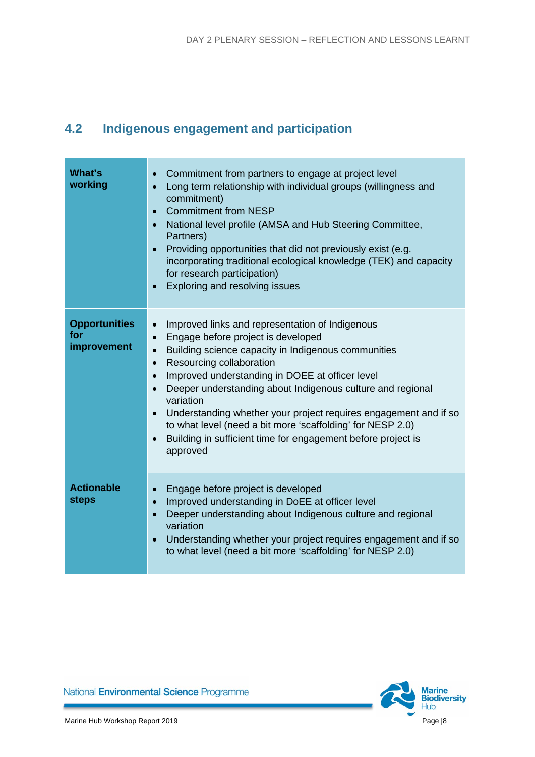## 4.2 Indigenous engagement and participation

| | |
|---|---|
| **What's working** | • Commitment from partners to engage at project level<br>• Long term relationship with individual groups (willingness and commitment)<br>• Commitment from NESP<br>• National level profile (AMSA and Hub Steering Committee, Partners)<br>• Providing opportunities that did not previously exist (e.g. incorporating traditional ecological knowledge (TEK) and capacity for research participation)<br>• Exploring and resolving issues |
| **Opportunities for improvement** | • Improved links and representation of Indigenous<br>• Engage before project is developed<br>• Building science capacity in Indigenous communities<br>• Resourcing collaboration<br>• Improved understanding in DOEE at officer level<br>• Deeper understanding about Indigenous culture and regional variation<br>• Understanding whether your project requires engagement and if so to what level (need a bit more 'scaffolding' for NESP 2.0)<br>• Building in sufficient time for engagement before project is approved |
| **Actionable steps** | • Engage before project is developed<br>• Improved understanding in DoEE at officer level<br>• Deeper understanding about Indigenous culture and regional variation<br>• Understanding whether your project requires engagement and if so to what level (need a bit more 'scaffolding' for NESP 2.0) |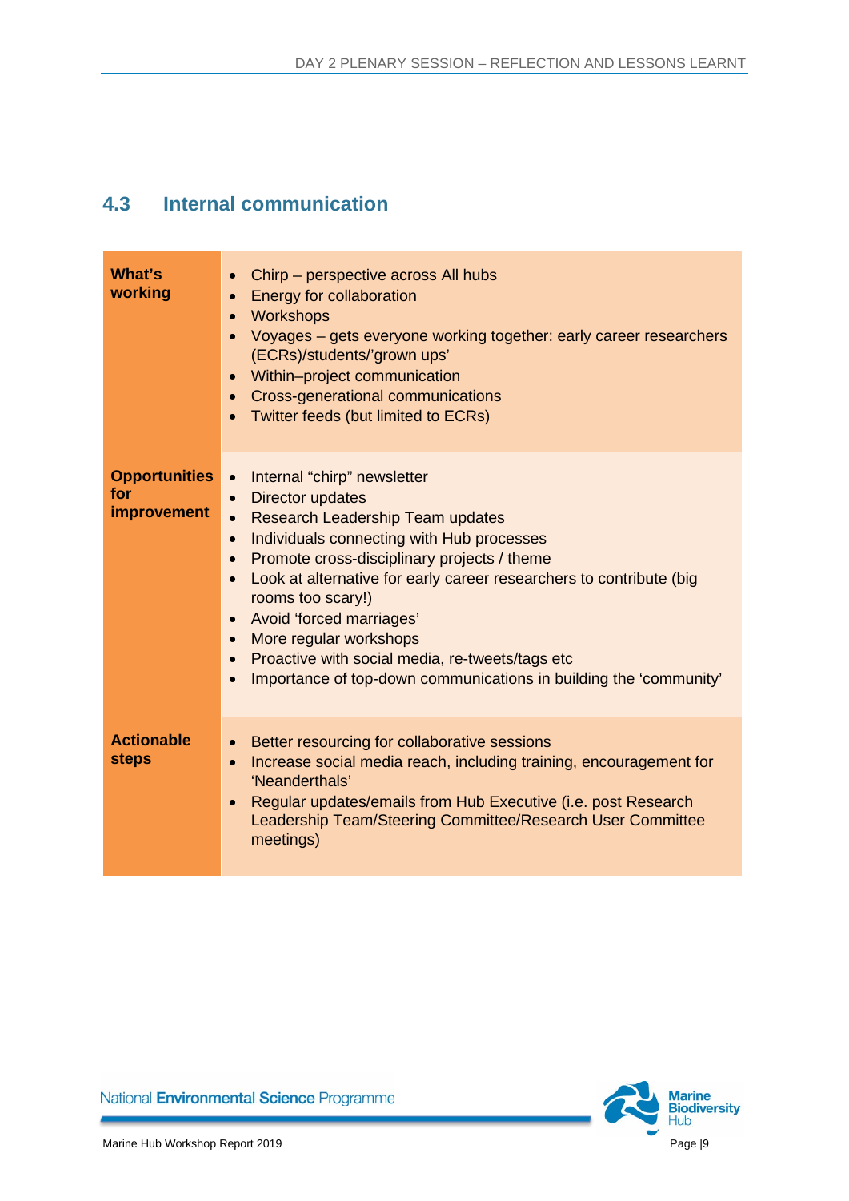## 4.3 Internal communication

| | |
|---|---|
| **What's working** | • Chirp – perspective across All hubs<br>• Energy for collaboration<br>• Workshops<br>• Voyages – gets everyone working together: early career researchers (ECRs)/students/'grown ups'<br>• Within–project communication<br>• Cross-generational communications<br>• Twitter feeds (but limited to ECRs) |
| **Opportunities for improvement** | • Internal "chirp" newsletter<br>• Director updates<br>• Research Leadership Team updates<br>• Individuals connecting with Hub processes<br>• Promote cross-disciplinary projects / theme<br>• Look at alternative for early career researchers to contribute (big rooms too scary!)<br>• Avoid 'forced marriages'<br>• More regular workshops<br>• Proactive with social media, re-tweets/tags etc<br>• Importance of top-down communications in building the 'community' |
| **Actionable steps** | • Better resourcing for collaborative sessions<br>• Increase social media reach, including training, encouragement for 'Neanderthals'<br>• Regular updates/emails from Hub Executive (i.e. post Research Leadership Team/Steering Committee/Research User Committee meetings) |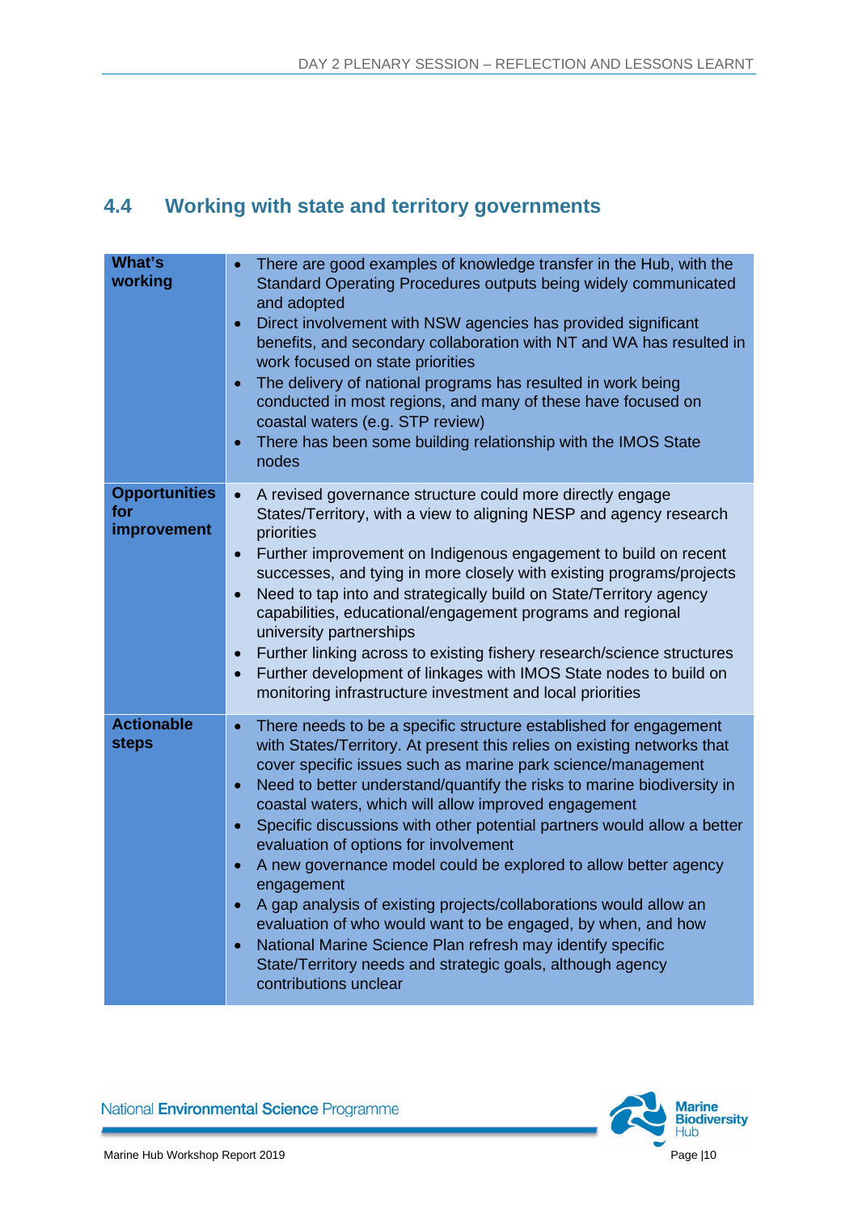## 4.4 Working with state and territory governments

| | |
|---|---|
| **What's working** | • There are good examples of knowledge transfer in the Hub, with the Standard Operating Procedures outputs being widely communicated and adopted<br>• Direct involvement with NSW agencies has provided significant benefits, and secondary collaboration with NT and WA has resulted in work focused on state priorities<br>• The delivery of national programs has resulted in work being conducted in most regions, and many of these have focused on coastal waters (e.g. STP review)<br>• There has been some building relationship with the IMOS State nodes |
| **Opportunities for improvement** | • A revised governance structure could more directly engage States/Territory, with a view to aligning NESP and agency research priorities<br>• Further improvement on Indigenous engagement to build on recent successes, and tying in more closely with existing programs/projects<br>• Need to tap into and strategically build on State/Territory agency capabilities, educational/engagement programs and regional university partnerships<br>• Further linking across to existing fishery research/science structures<br>• Further development of linkages with IMOS State nodes to build on monitoring infrastructure investment and local priorities |
| **Actionable steps** | • There needs to be a specific structure established for engagement with States/Territory. At present this relies on existing networks that cover specific issues such as marine park science/management<br>• Need to better understand/quantify the risks to marine biodiversity in coastal waters, which will allow improved engagement<br>• Specific discussions with other potential partners would allow a better evaluation of options for involvement<br>• A new governance model could be explored to allow better agency engagement<br>• A gap analysis of existing projects/collaborations would allow an evaluation of who would want to be engaged, by when, and how<br>• National Marine Science Plan refresh may identify specific State/Territory needs and strategic goals, although agency contributions unclear |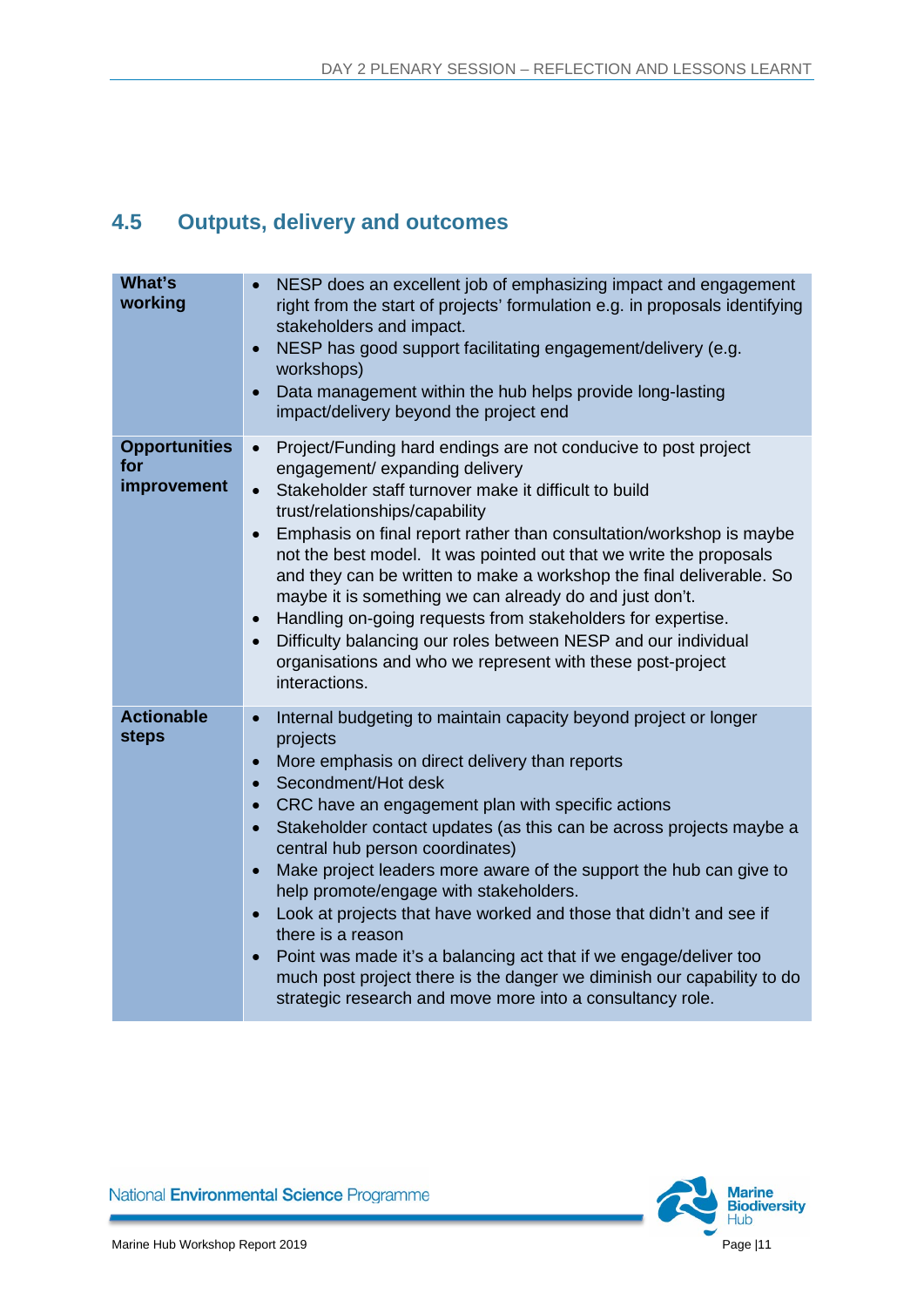## 4.5 Outputs, delivery and outcomes

| | |
|---|---|
| **What's working** | • NESP does an excellent job of emphasizing impact and engagement right from the start of projects' formulation e.g. in proposals identifying stakeholders and impact.<br>• NESP has good support facilitating engagement/delivery (e.g. workshops)<br>• Data management within the hub helps provide long-lasting impact/delivery beyond the project end |
| **Opportunities for improvement** | • Project/Funding hard endings are not conducive to post project engagement/ expanding delivery<br>• Stakeholder staff turnover make it difficult to build trust/relationships/capability<br>• Emphasis on final report rather than consultation/workshop is maybe not the best model. It was pointed out that we write the proposals and they can be written to make a workshop the final deliverable. So maybe it is something we can already do and just don't.<br>• Handling on-going requests from stakeholders for expertise.<br>• Difficulty balancing our roles between NESP and our individual organisations and who we represent with these post-project interactions. |
| **Actionable steps** | • Internal budgeting to maintain capacity beyond project or longer projects<br>• More emphasis on direct delivery than reports<br>• Secondment/Hot desk<br>• CRC have an engagement plan with specific actions<br>• Stakeholder contact updates (as this can be across projects maybe a central hub person coordinates)<br>• Make project leaders more aware of the support the hub can give to help promote/engage with stakeholders.<br>• Look at projects that have worked and those that didn't and see if there is a reason<br>• Point was made it's a balancing act that if we engage/deliver too much post project there is the danger we diminish our capability to do strategic research and move more into a consultancy role. |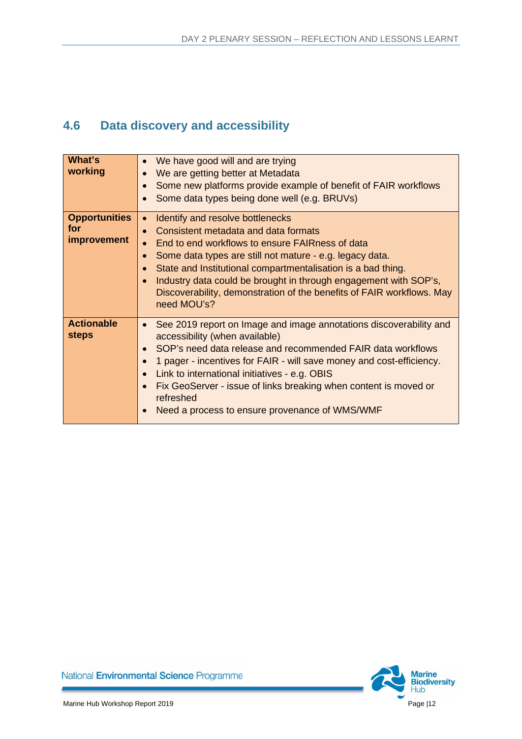## 4.6 Data discovery and accessibility

| | |
|---|---|
| **What's working** | • We have good will and are trying<br>• We are getting better at Metadata<br>• Some new platforms provide example of benefit of FAIR workflows<br>• Some data types being done well (e.g. BRUVs) |
| **Opportunities for improvement** | • Identify and resolve bottlenecks<br>• Consistent metadata and data formats<br>• End to end workflows to ensure FAIRness of data<br>• Some data types are still not mature - e.g. legacy data.<br>• State and Institutional compartmentalisation is a bad thing.<br>• Industry data could be brought in through engagement with SOP's, Discoverability, demonstration of the benefits of FAIR workflows. May need MOU's? |
| **Actionable steps** | • See 2019 report on Image and image annotations discoverability and accessibility (when available)<br>• SOP's need data release and recommended FAIR data workflows<br>• 1 pager - incentives for FAIR - will save money and cost-efficiency.<br>• Link to international initiatives - e.g. OBIS<br>• Fix GeoServer - issue of links breaking when content is moved or refreshed<br>• Need a process to ensure provenance of WMS/WMF |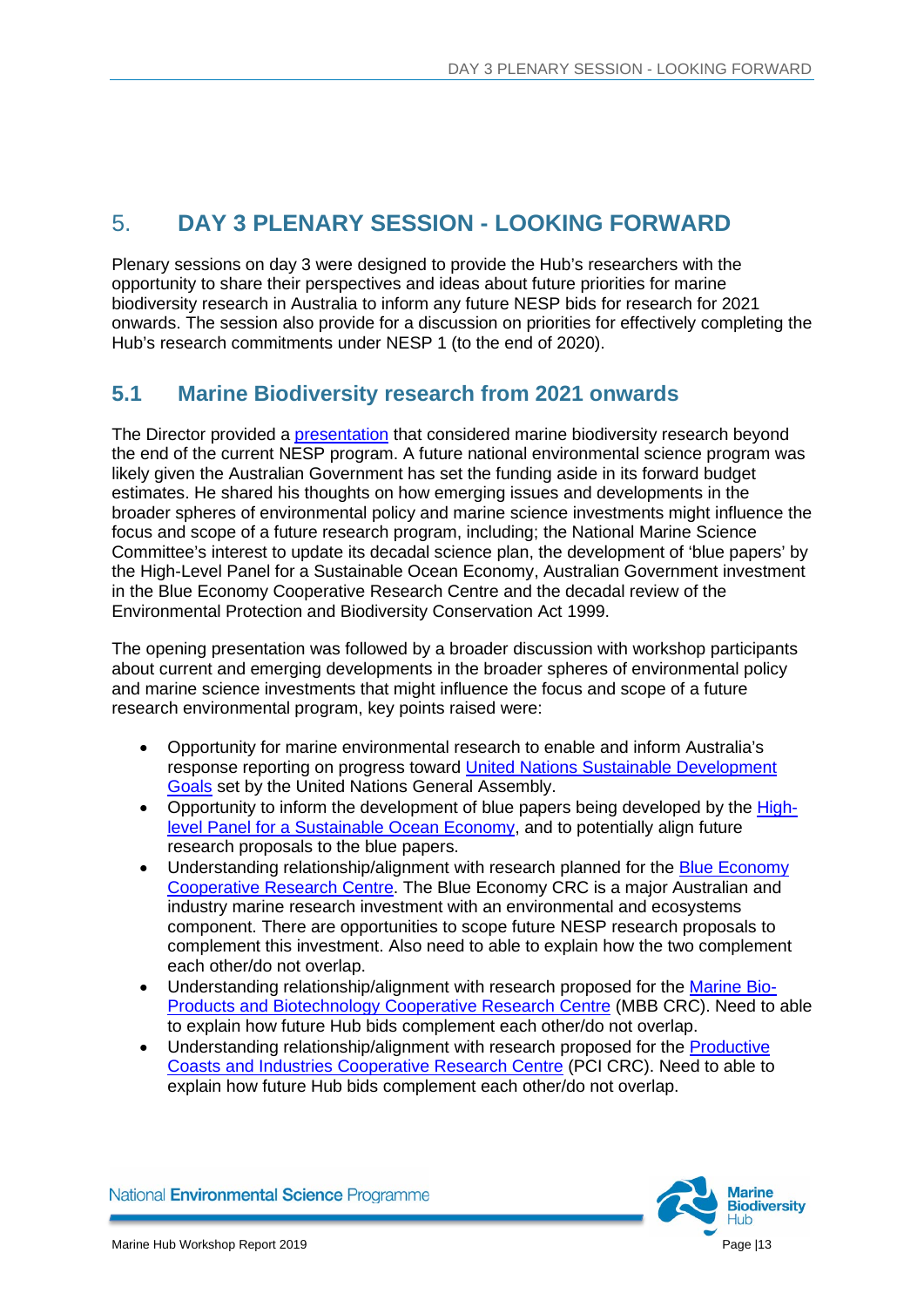# 5. DAY 3 PLENARY SESSION - LOOKING FORWARD

Plenary sessions on day 3 were designed to provide the Hub's researchers with the opportunity to share their perspectives and ideas about future priorities for marine biodiversity research in Australia to inform any future NESP bids for research for 2021 onwards. The session also provide for a discussion on priorities for effectively completing the Hub's research commitments under NESP 1 (to the end of 2020).

## 5.1 Marine Biodiversity research from 2021 onwards

The Director provided a presentation that considered marine biodiversity research beyond the end of the current NESP program. A future national environmental science program was likely given the Australian Government has set the funding aside in its forward budget estimates. He shared his thoughts on how emerging issues and developments in the broader spheres of environmental policy and marine science investments might influence the focus and scope of a future research program, including; the National Marine Science Committee's interest to update its decadal science plan, the development of 'blue papers' by the High-Level Panel for a Sustainable Ocean Economy, Australian Government investment in the Blue Economy Cooperative Research Centre and the decadal review of the Environmental Protection and Biodiversity Conservation Act 1999.

The opening presentation was followed by a broader discussion with workshop participants about current and emerging developments in the broader spheres of environmental policy and marine science investments that might influence the focus and scope of a future research environmental program, key points raised were:

- Opportunity for marine environmental research to enable and inform Australia's response reporting on progress toward United Nations Sustainable Development Goals set by the United Nations General Assembly.
- Opportunity to inform the development of blue papers being developed by the High-level Panel for a Sustainable Ocean Economy, and to potentially align future research proposals to the blue papers.
- Understanding relationship/alignment with research planned for the Blue Economy Cooperative Research Centre. The Blue Economy CRC is a major Australian and industry marine research investment with an environmental and ecosystems component. There are opportunities to scope future NESP research proposals to complement this investment. Also need to able to explain how the two complement each other/do not overlap.
- Understanding relationship/alignment with research proposed for the Marine Bio-Products and Biotechnology Cooperative Research Centre (MBB CRC). Need to able to explain how future Hub bids complement each other/do not overlap.
- Understanding relationship/alignment with research proposed for the Productive Coasts and Industries Cooperative Research Centre (PCI CRC). Need to able to explain how future Hub bids complement each other/do not overlap.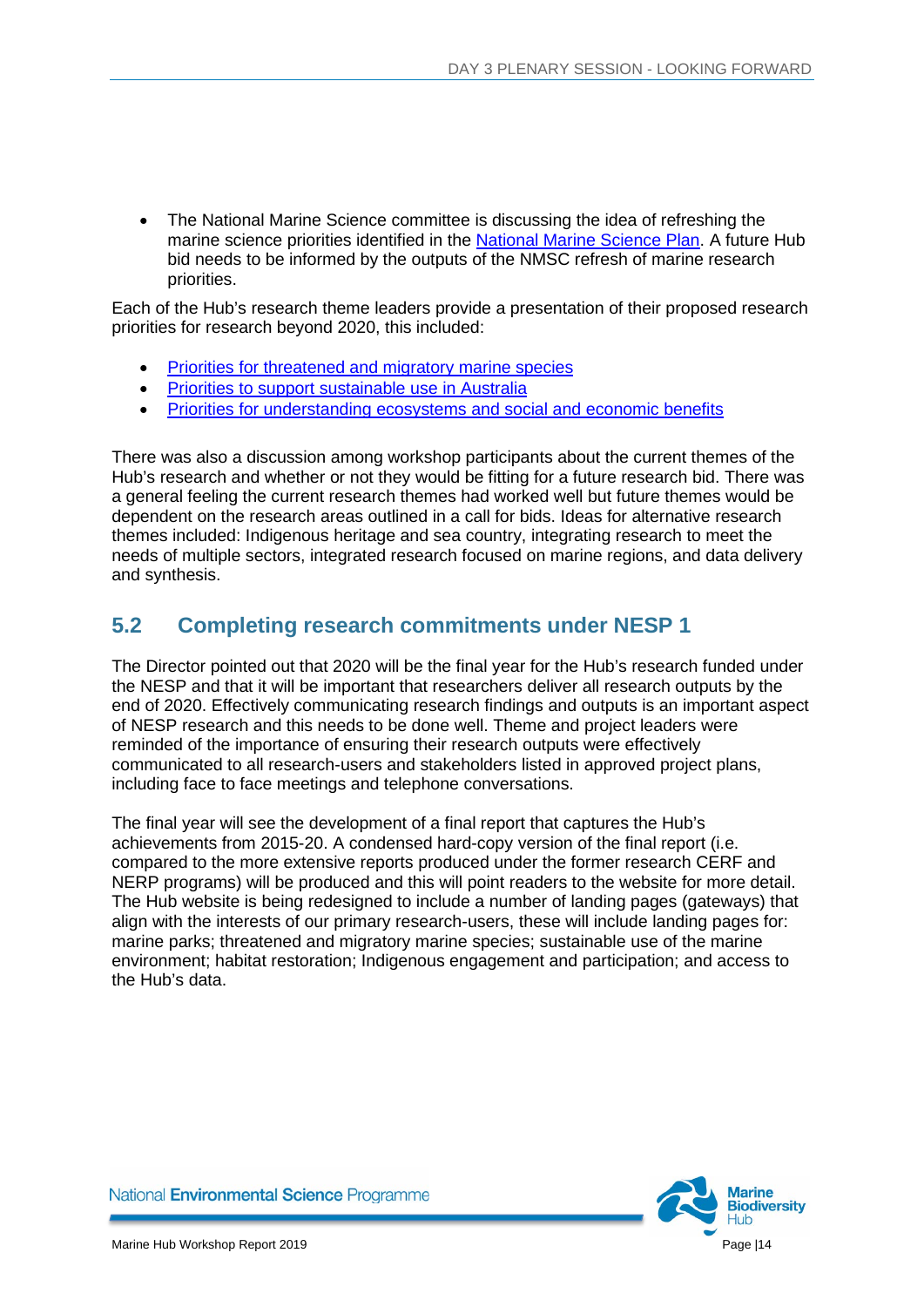- The National Marine Science committee is discussing the idea of refreshing the marine science priorities identified in the [National Marine Science Plan](). A future Hub bid needs to be informed by the outputs of the NMSC refresh of marine research priorities.

Each of the Hub's research theme leaders provide a presentation of their proposed research priorities for research beyond 2020, this included:

- [Priorities for threatened and migratory marine species]()
- [Priorities to support sustainable use in Australia]()
- [Priorities for understanding ecosystems and social and economic benefits]()

There was also a discussion among workshop participants about the current themes of the Hub's research and whether or not they would be fitting for a future research bid. There was a general feeling the current research themes had worked well but future themes would be dependent on the research areas outlined in a call for bids. Ideas for alternative research themes included: Indigenous heritage and sea country, integrating research to meet the needs of multiple sectors, integrated research focused on marine regions, and data delivery and synthesis.

## 5.2 Completing research commitments under NESP 1

The Director pointed out that 2020 will be the final year for the Hub's research funded under the NESP and that it will be important that researchers deliver all research outputs by the end of 2020. Effectively communicating research findings and outputs is an important aspect of NESP research and this needs to be done well. Theme and project leaders were reminded of the importance of ensuring their research outputs were effectively communicated to all research-users and stakeholders listed in approved project plans, including face to face meetings and telephone conversations.

The final year will see the development of a final report that captures the Hub's achievements from 2015-20. A condensed hard-copy version of the final report (i.e. compared to the more extensive reports produced under the former research CERF and NERP programs) will be produced and this will point readers to the website for more detail. The Hub website is being redesigned to include a number of landing pages (gateways) that align with the interests of our primary research-users, these will include landing pages for: marine parks; threatened and migratory marine species; sustainable use of the marine environment; habitat restoration; Indigenous engagement and participation; and access to the Hub's data.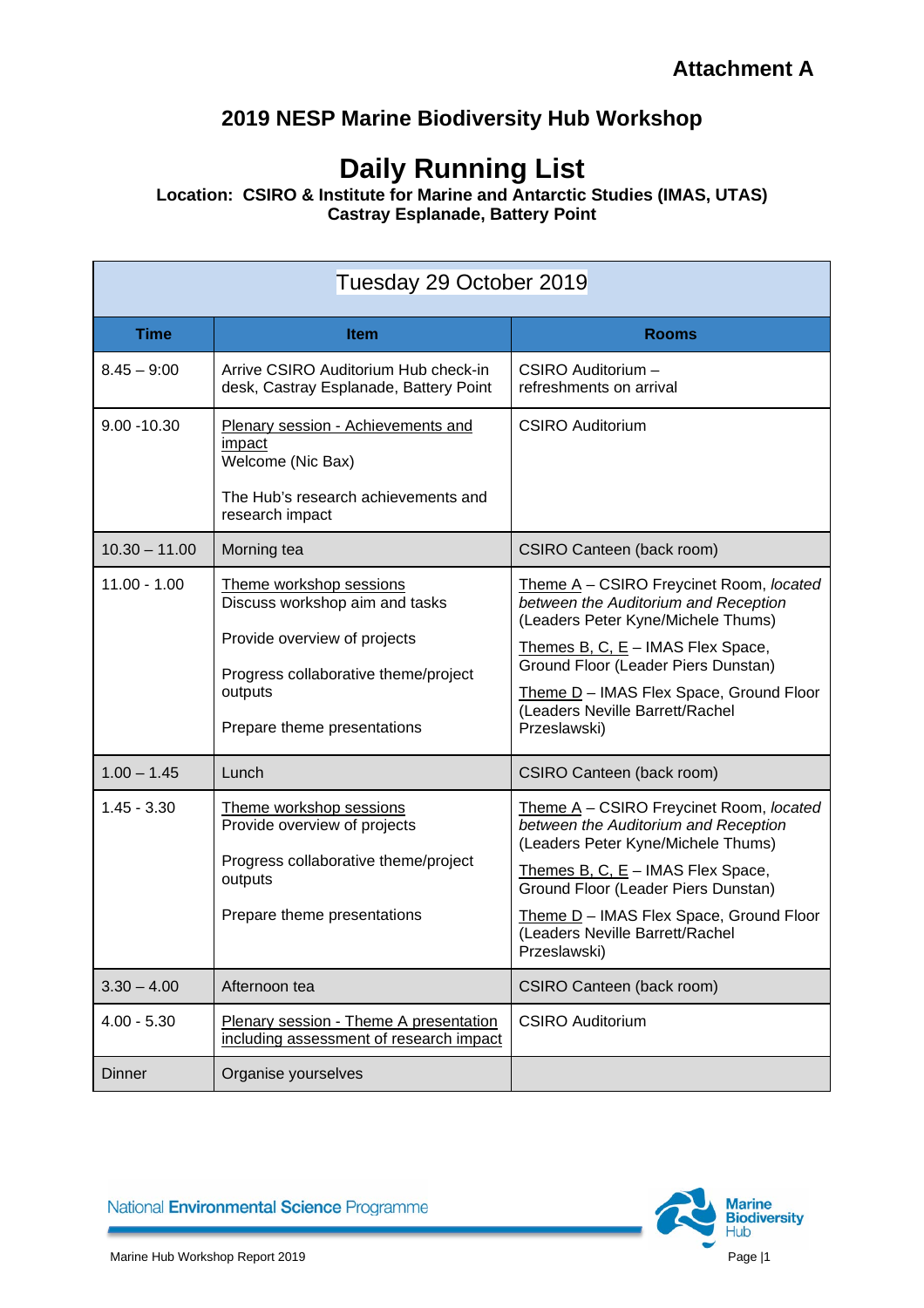**Attachment A**

## 2019 NESP Marine Biodiversity Hub Workshop

# Daily Running List

**Location: CSIRO & Institute for Marine and Antarctic Studies (IMAS, UTAS)**
**Castray Esplanade, Battery Point**

| Tuesday 29 October 2019 | | |
|---|---|---|
| **Time** | **Item** | **Rooms** |
| 8.45 – 9:00 | Arrive CSIRO Auditorium Hub check-in desk, Castray Esplanade, Battery Point | CSIRO Auditorium – refreshments on arrival |
| 9.00 -10.30 | Plenary session - Achievements and impact<br>Welcome (Nic Bax)<br><br>The Hub's research achievements and research impact | CSIRO Auditorium |
| 10.30 – 11.00 | Morning tea | CSIRO Canteen (back room) |
| 11.00 - 1.00 | Theme workshop sessions<br>Discuss workshop aim and tasks<br><br>Provide overview of projects<br><br>Progress collaborative theme/project outputs<br><br>Prepare theme presentations | Theme A – CSIRO Freycinet Room, *located between the Auditorium and Reception* (Leaders Peter Kyne/Michele Thums)<br><br>Themes B, C, E – IMAS Flex Space, Ground Floor (Leader Piers Dunstan)<br><br>Theme D – IMAS Flex Space, Ground Floor (Leaders Neville Barrett/Rachel Przeslawski) |
| 1.00 – 1.45 | Lunch | CSIRO Canteen (back room) |
| 1.45 - 3.30 | Theme workshop sessions<br>Provide overview of projects<br><br>Progress collaborative theme/project outputs<br><br>Prepare theme presentations | Theme A – CSIRO Freycinet Room, *located between the Auditorium and Reception* (Leaders Peter Kyne/Michele Thums)<br><br>Themes B, C, E – IMAS Flex Space, Ground Floor (Leader Piers Dunstan)<br><br>Theme D – IMAS Flex Space, Ground Floor (Leaders Neville Barrett/Rachel Przeslawski) |
| 3.30 – 4.00 | Afternoon tea | CSIRO Canteen (back room) |
| 4.00 - 5.30 | Plenary session - Theme A presentation including assessment of research impact | CSIRO Auditorium |
| Dinner | Organise yourselves | |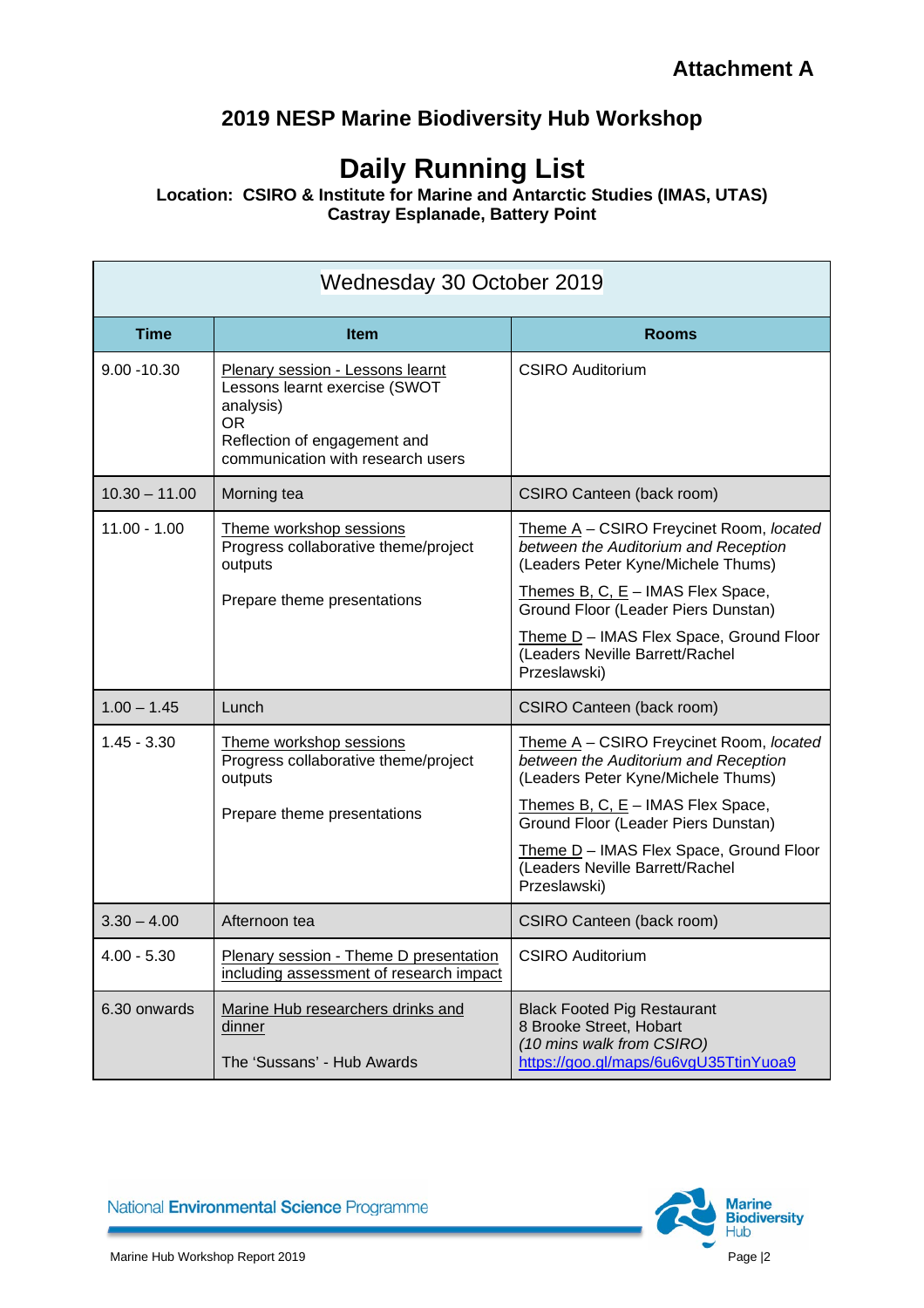**Attachment A**

## 2019 NESP Marine Biodiversity Hub Workshop

# Daily Running List

**Location: CSIRO & Institute for Marine and Antarctic Studies (IMAS, UTAS)**
**Castray Esplanade, Battery Point**

| Wednesday 30 October 2019 | | |
|---|---|---|
| **Time** | **Item** | **Rooms** |
| 9.00 -10.30 | Plenary session - Lessons learnt<br>Lessons learnt exercise (SWOT analysis)<br>OR<br>Reflection of engagement and communication with research users | CSIRO Auditorium |
| 10.30 – 11.00 | Morning tea | CSIRO Canteen (back room) |
| 11.00 - 1.00 | Theme workshop sessions<br>Progress collaborative theme/project outputs<br><br>Prepare theme presentations | Theme A – CSIRO Freycinet Room, *located between the Auditorium and Reception* (Leaders Peter Kyne/Michele Thums)<br><br>Themes B, C, E – IMAS Flex Space, Ground Floor (Leader Piers Dunstan)<br><br>Theme D – IMAS Flex Space, Ground Floor (Leaders Neville Barrett/Rachel Przeslawski) |
| 1.00 – 1.45 | Lunch | CSIRO Canteen (back room) |
| 1.45 - 3.30 | Theme workshop sessions<br>Progress collaborative theme/project outputs<br><br>Prepare theme presentations | Theme A – CSIRO Freycinet Room, *located between the Auditorium and Reception* (Leaders Peter Kyne/Michele Thums)<br><br>Themes B, C, E – IMAS Flex Space, Ground Floor (Leader Piers Dunstan)<br><br>Theme D – IMAS Flex Space, Ground Floor (Leaders Neville Barrett/Rachel Przeslawski) |
| 3.30 – 4.00 | Afternoon tea | CSIRO Canteen (back room) |
| 4.00 - 5.30 | Plenary session - Theme D presentation including assessment of research impact | CSIRO Auditorium |
| 6.30 onwards | Marine Hub researchers drinks and dinner<br><br>The 'Sussans' - Hub Awards | Black Footed Pig Restaurant<br>8 Brooke Street, Hobart<br>*(10 mins walk from CSIRO)*<br>https://goo.gl/maps/6u6vgU35TtinYuoa9 |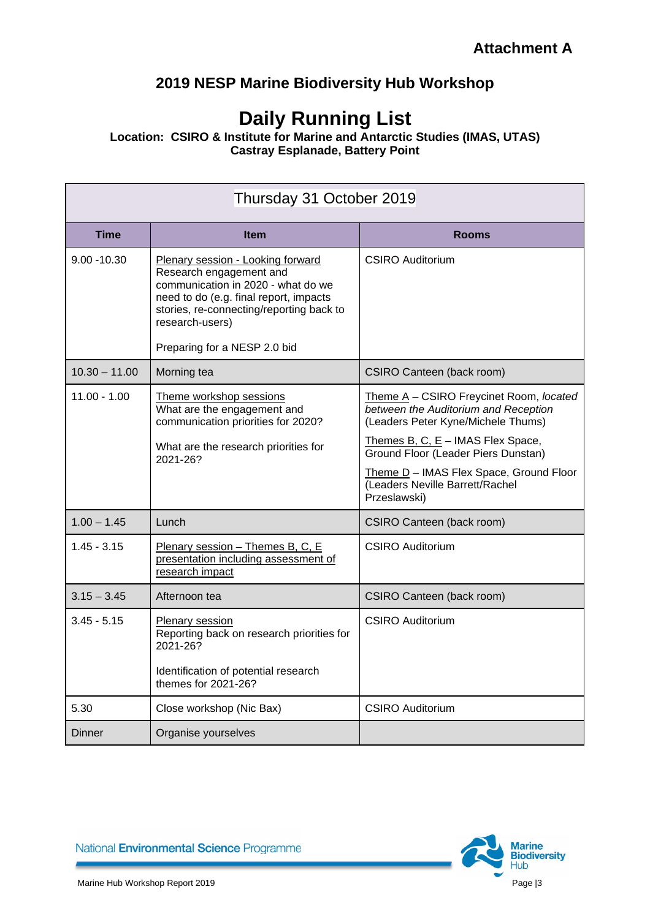**Attachment A**

## 2019 NESP Marine Biodiversity Hub Workshop

# Daily Running List

**Location: CSIRO & Institute for Marine and Antarctic Studies (IMAS, UTAS)**
**Castray Esplanade, Battery Point**

| Thursday 31 October 2019 | | |
|---|---|---|
| **Time** | **Item** | **Rooms** |
| 9.00 -10.30 | Plenary session - Looking forward<br>Research engagement and communication in 2020 - what do we need to do (e.g. final report, impacts stories, re-connecting/reporting back to research-users)<br><br>Preparing for a NESP 2.0 bid | CSIRO Auditorium |
| 10.30 – 11.00 | Morning tea | CSIRO Canteen (back room) |
| 11.00 - 1.00 | Theme workshop sessions<br>What are the engagement and communication priorities for 2020?<br><br>What are the research priorities for 2021-26? | Theme A – CSIRO Freycinet Room, *located between the Auditorium and Reception* (Leaders Peter Kyne/Michele Thums)<br><br>Themes B, C, E – IMAS Flex Space, Ground Floor (Leader Piers Dunstan)<br><br>Theme D – IMAS Flex Space, Ground Floor (Leaders Neville Barrett/Rachel Przeslawski) |
| 1.00 – 1.45 | Lunch | CSIRO Canteen (back room) |
| 1.45 - 3.15 | Plenary session – Themes B, C, E presentation including assessment of research impact | CSIRO Auditorium |
| 3.15 – 3.45 | Afternoon tea | CSIRO Canteen (back room) |
| 3.45 - 5.15 | Plenary session<br>Reporting back on research priorities for 2021-26?<br><br>Identification of potential research themes for 2021-26? | CSIRO Auditorium |
| 5.30 | Close workshop (Nic Bax) | CSIRO Auditorium |
| Dinner | Organise yourselves | |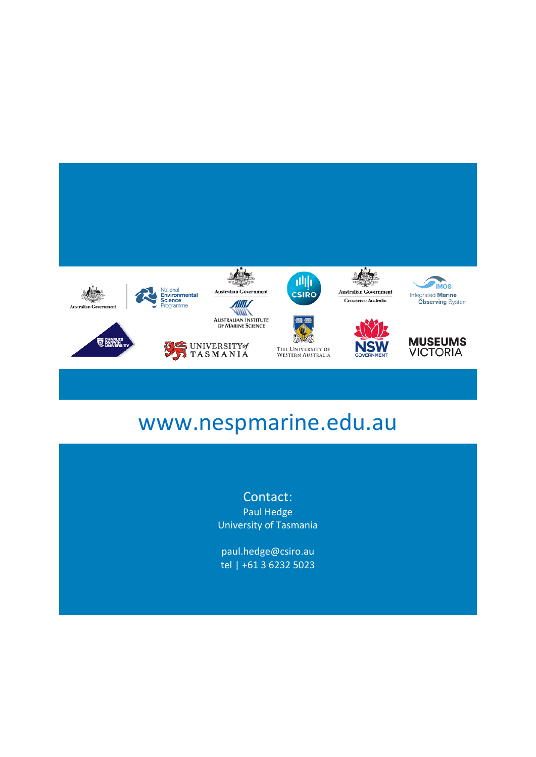www.nespmarine.edu.au

Contact:
Paul Hedge
University of Tasmania

paul.hedge@csiro.au
tel | +61 3 6232 5023